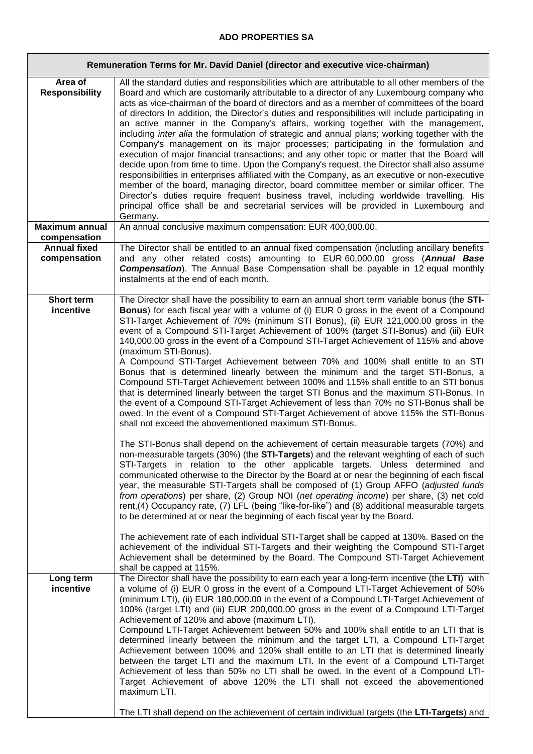**ADO PROPERTIES SA**

| Remuneration Terms for Mr. David Daniel (director and executive vice-chairman) | |
|---|---|
| **Area of Responsibility** | All the standard duties and responsibilities which are attributable to all other members of the Board and which are customarily attributable to a director of any Luxembourg company who acts as vice-chairman of the board of directors and as a member of committees of the board of directors In addition, the Director's duties and responsibilities will include participating in an active manner in the Company's affairs, working together with the management, including *inter alia* the formulation of strategic and annual plans; working together with the Company's management on its major processes; participating in the formulation and execution of major financial transactions; and any other topic or matter that the Board will decide upon from time to time. Upon the Company's request, the Director shall also assume responsibilities in enterprises affiliated with the Company, as an executive or non-executive member of the board, managing director, board committee member or similar officer. The Director's duties require frequent business travel, including worldwide travelling. His principal office shall be and secretarial services will be provided in Luxembourg and Germany. |
| **Maximum annual compensation** | An annual conclusive maximum compensation: EUR 400,000.00. |
| **Annual fixed compensation** | The Director shall be entitled to an annual fixed compensation (including ancillary benefits and any other related costs) amounting to EUR 60,000.00 gross (***Annual Base Compensation***). The Annual Base Compensation shall be payable in 12 equal monthly instalments at the end of each month. |
| **Short term incentive** | The Director shall have the possibility to earn an annual short term variable bonus (the **STI-Bonus**) for each fiscal year with a volume of (i) EUR 0 gross in the event of a Compound STI-Target Achievement of 70% (minimum STI Bonus), (ii) EUR 121,000.00 gross in the event of a Compound STI-Target Achievement of 100% (target STI-Bonus) and (iii) EUR 140,000.00 gross in the event of a Compound STI-Target Achievement of 115% and above (maximum STI-Bonus).<br>A Compound STI-Target Achievement between 70% and 100% shall entitle to an STI Bonus that is determined linearly between the minimum and the target STI-Bonus, a Compound STI-Target Achievement between 100% and 115% shall entitle to an STI bonus that is determined linearly between the target STI Bonus and the maximum STI-Bonus. In the event of a Compound STI-Target Achievement of less than 70% no STI-Bonus shall be owed. In the event of a Compound STI-Target Achievement of above 115% the STI-Bonus shall not exceed the abovementioned maximum STI-Bonus.<br><br>The STI-Bonus shall depend on the achievement of certain measurable targets (70%) and non-measurable targets (30%) (the **STI-Targets**) and the relevant weighting of each of such STI-Targets in relation to the other applicable targets. Unless determined and communicated otherwise to the Director by the Board at or near the beginning of each fiscal year, the measurable STI-Targets shall be composed of (1) Group AFFO (*adjusted funds from operations*) per share, (2) Group NOI (*net operating income*) per share, (3) net cold rent,(4) Occupancy rate, (7) LFL (being "like-for-like") and (8) additional measurable targets to be determined at or near the beginning of each fiscal year by the Board.<br><br>The achievement rate of each individual STI-Target shall be capped at 130%. Based on the achievement of the individual STI-Targets and their weighting the Compound STI-Target Achievement shall be determined by the Board. The Compound STI-Target Achievement shall be capped at 115%. |
| **Long term incentive** | The Director shall have the possibility to earn each year a long-term incentive (the **LTI**) with a volume of (i) EUR 0 gross in the event of a Compound LTI-Target Achievement of 50% (minimum LTI), (ii) EUR 180,000.00 in the event of a Compound LTI-Target Achievement of 100% (target LTI) and (iii) EUR 200,000.00 gross in the event of a Compound LTI-Target Achievement of 120% and above (maximum LTI).<br>Compound LTI-Target Achievement between 50% and 100% shall entitle to an LTI that is determined linearly between the minimum and the target LTI, a Compound LTI-Target Achievement between 100% and 120% shall entitle to an LTI that is determined linearly between the target LTI and the maximum LTI. In the event of a Compound LTI-Target Achievement of less than 50% no LTI shall be owed. In the event of a Compound LTI-Target Achievement of above 120% the LTI shall not exceed the abovementioned maximum LTI.<br><br>The LTI shall depend on the achievement of certain individual targets (the **LTI-Targets**) and |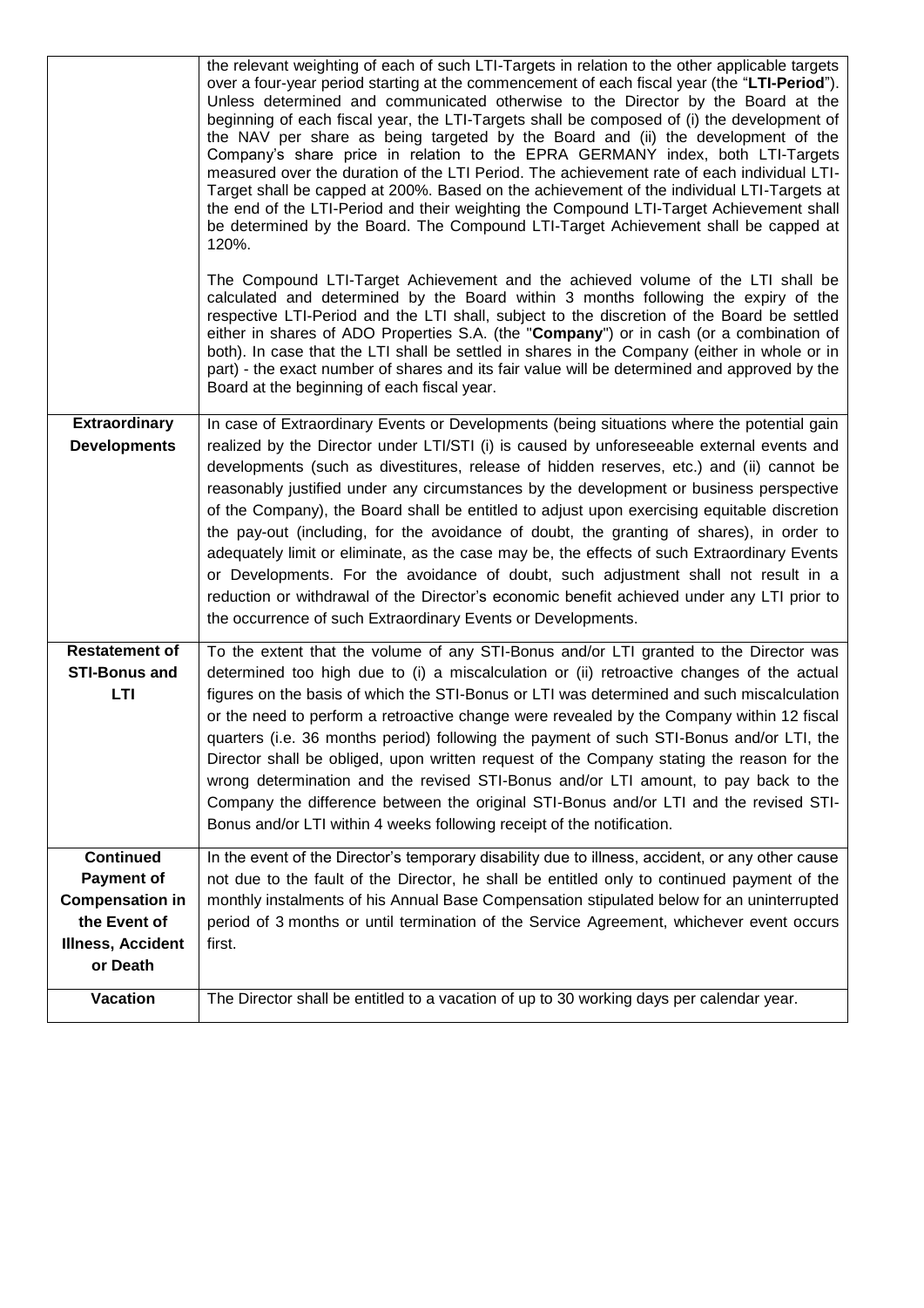| | |
|---|---|
| | the relevant weighting of each of such LTI-Targets in relation to the other applicable targets over a four-year period starting at the commencement of each fiscal year (the "**LTI-Period**"). Unless determined and communicated otherwise to the Director by the Board at the beginning of each fiscal year, the LTI-Targets shall be composed of (i) the development of the NAV per share as being targeted by the Board and (ii) the development of the Company's share price in relation to the EPRA GERMANY index, both LTI-Targets measured over the duration of the LTI Period. The achievement rate of each individual LTI-Target shall be capped at 200%. Based on the achievement of the individual LTI-Targets at the end of the LTI-Period and their weighting the Compound LTI-Target Achievement shall be determined by the Board. The Compound LTI-Target Achievement shall be capped at 120%.<br><br>The Compound LTI-Target Achievement and the achieved volume of the LTI shall be calculated and determined by the Board within 3 months following the expiry of the respective LTI-Period and the LTI shall, subject to the discretion of the Board be settled either in shares of ADO Properties S.A. (the "**Company**") or in cash (or a combination of both). In case that the LTI shall be settled in shares in the Company (either in whole or in part) - the exact number of shares and its fair value will be determined and approved by the Board at the beginning of each fiscal year. |
| **Extraordinary Developments** | In case of Extraordinary Events or Developments (being situations where the potential gain realized by the Director under LTI/STI (i) is caused by unforeseeable external events and developments (such as divestitures, release of hidden reserves, etc.) and (ii) cannot be reasonably justified under any circumstances by the development or business perspective of the Company), the Board shall be entitled to adjust upon exercising equitable discretion the pay-out (including, for the avoidance of doubt, the granting of shares), in order to adequately limit or eliminate, as the case may be, the effects of such Extraordinary Events or Developments. For the avoidance of doubt, such adjustment shall not result in a reduction or withdrawal of the Director's economic benefit achieved under any LTI prior to the occurrence of such Extraordinary Events or Developments. |
| **Restatement of STI-Bonus and LTI** | To the extent that the volume of any STI-Bonus and/or LTI granted to the Director was determined too high due to (i) a miscalculation or (ii) retroactive changes of the actual figures on the basis of which the STI-Bonus or LTI was determined and such miscalculation or the need to perform a retroactive change were revealed by the Company within 12 fiscal quarters (i.e. 36 months period) following the payment of such STI-Bonus and/or LTI, the Director shall be obliged, upon written request of the Company stating the reason for the wrong determination and the revised STI-Bonus and/or LTI amount, to pay back to the Company the difference between the original STI-Bonus and/or LTI and the revised STI-Bonus and/or LTI within 4 weeks following receipt of the notification. |
| **Continued Payment of Compensation in the Event of Illness, Accident or Death** | In the event of the Director's temporary disability due to illness, accident, or any other cause not due to the fault of the Director, he shall be entitled only to continued payment of the monthly instalments of his Annual Base Compensation stipulated below for an uninterrupted period of 3 months or until termination of the Service Agreement, whichever event occurs first. |
| **Vacation** | The Director shall be entitled to a vacation of up to 30 working days per calendar year. |